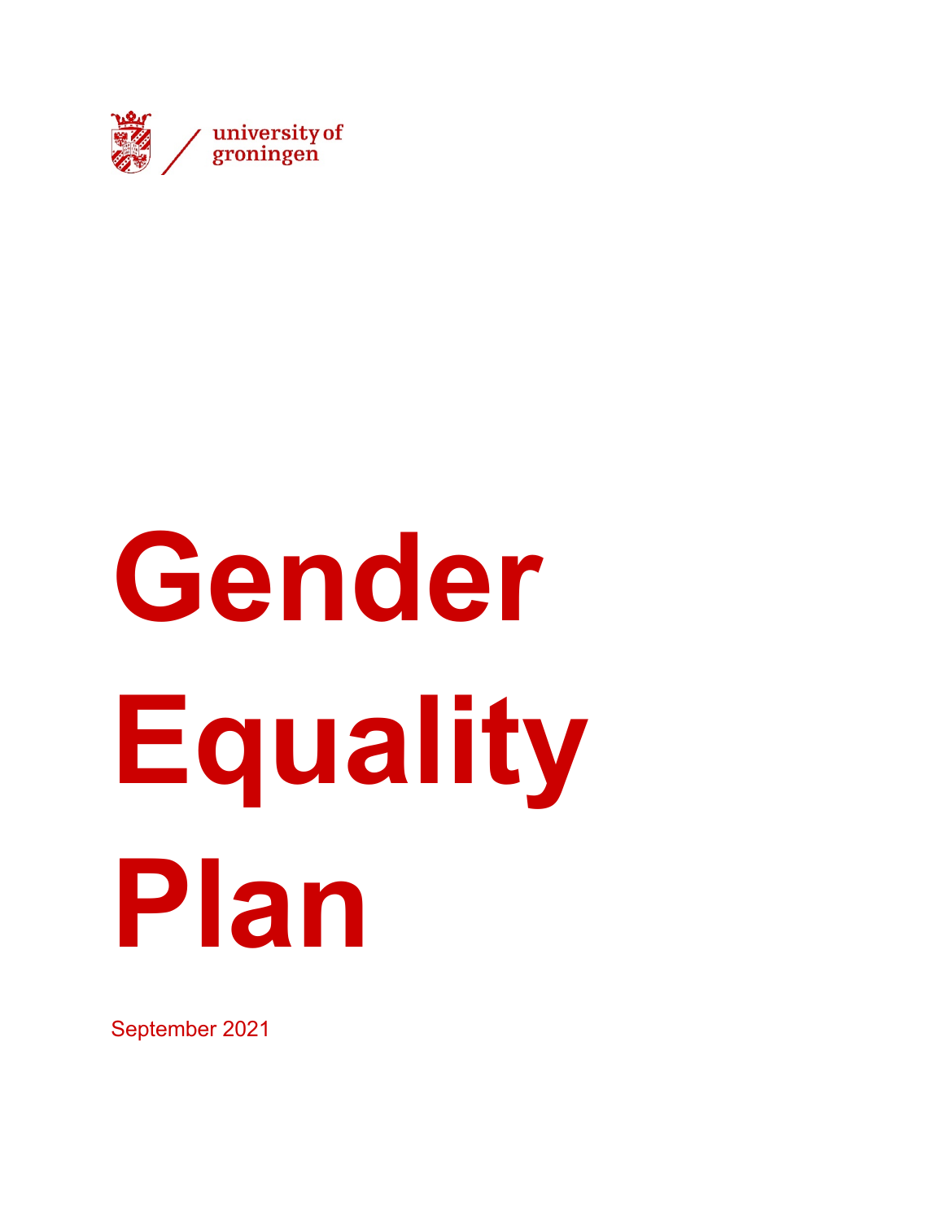university of groningen

# Gender Equality Plan

September 2021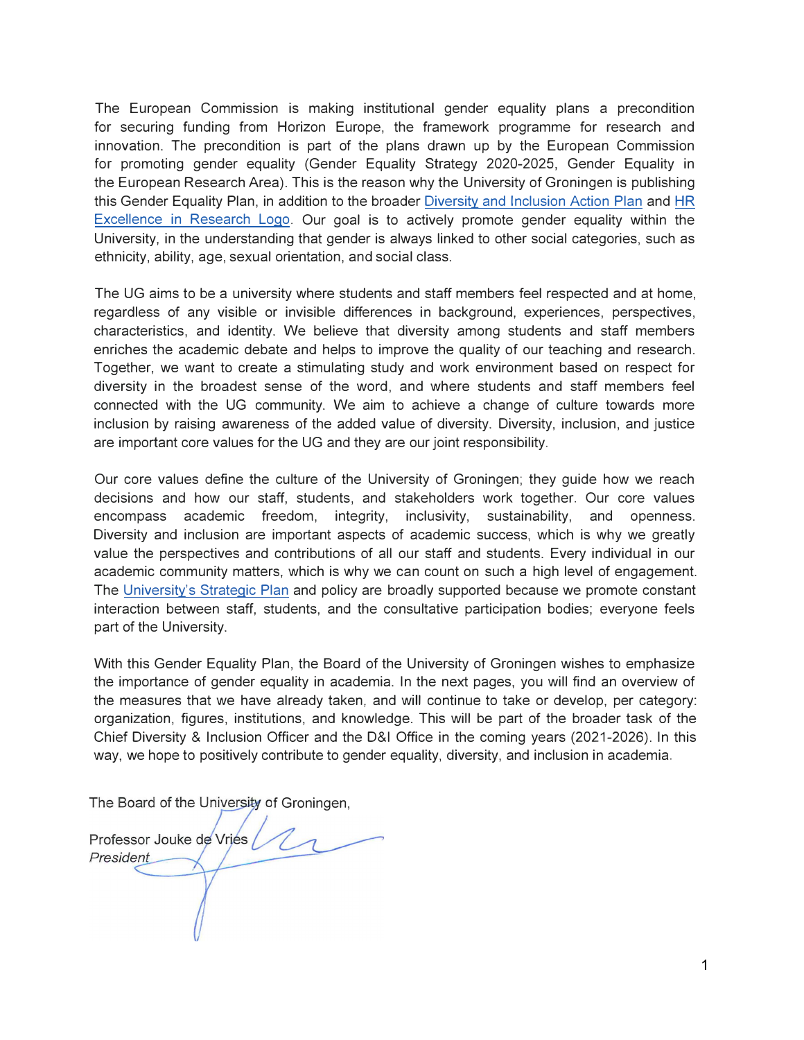The European Commission is making institutional gender equality plans a precondition for securing funding from Horizon Europe, the framework programme for research and innovation. The precondition is part of the plans drawn up by the European Commission for promoting gender equality (Gender Equality Strategy 2020-2025, Gender Equality in the European Research Area). This is the reason why the University of Groningen is publishing this Gender Equality Plan, in addition to the broader Diversity and Inclusion Action Plan and HR Excellence in Research Logo. Our goal is to actively promote gender equality within the University, in the understanding that gender is always linked to other social categories, such as ethnicity, ability, age, sexual orientation, and social class.

The UG aims to be a university where students and staff members feel respected and at home, regardless of any visible or invisible differences in background, experiences, perspectives, characteristics, and identity. We believe that diversity among students and staff members enriches the academic debate and helps to improve the quality of our teaching and research. Together, we want to create a stimulating study and work environment based on respect for diversity in the broadest sense of the word, and where students and staff members feel connected with the UG community. We aim to achieve a change of culture towards more inclusion by raising awareness of the added value of diversity. Diversity, inclusion, and justice are important core values for the UG and they are our joint responsibility.

Our core values define the culture of the University of Groningen; they guide how we reach decisions and how our staff, students, and stakeholders work together. Our core values encompass academic freedom, integrity, inclusivity, sustainability, and openness. Diversity and inclusion are important aspects of academic success, which is why we greatly value the perspectives and contributions of all our staff and students. Every individual in our academic community matters, which is why we can count on such a high level of engagement. The University's Strategic Plan and policy are broadly supported because we promote constant interaction between staff, students, and the consultative participation bodies; everyone feels part of the University.

With this Gender Equality Plan, the Board of the University of Groningen wishes to emphasize the importance of gender equality in academia. In the next pages, you will find an overview of the measures that we have already taken, and will continue to take or develop, per category: organization, figures, institutions, and knowledge. This will be part of the broader task of the Chief Diversity & Inclusion Officer and the D&I Office in the coming years (2021-2026). In this way, we hope to positively contribute to gender equality, diversity, and inclusion in academia.

The Board of the University of Groningen,

Professor Jouke de Vries
*President*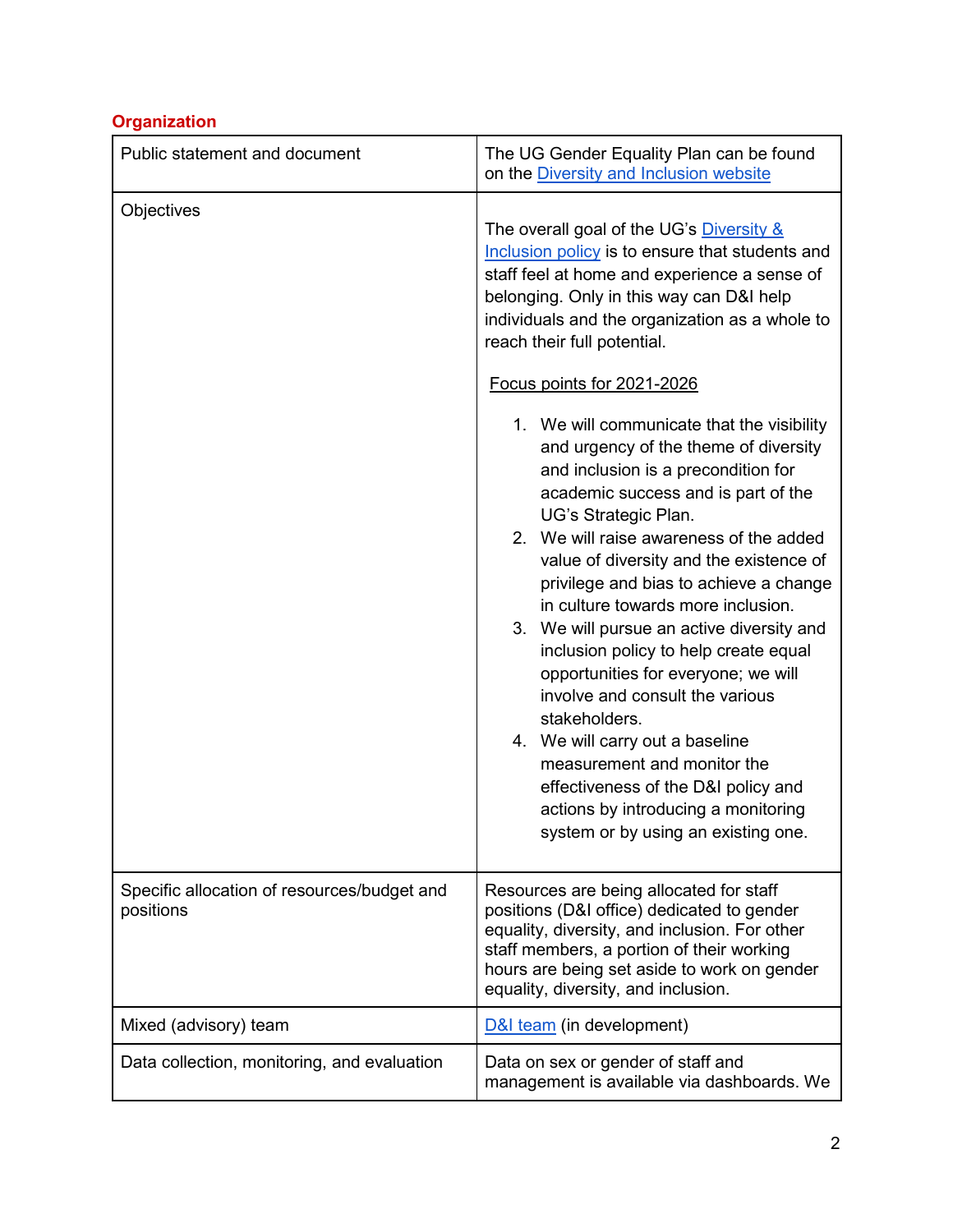## Organization

| | |
|---|---|
| Public statement and document | The UG Gender Equality Plan can be found on the Diversity and Inclusion website |
| Objectives | The overall goal of the UG's Diversity & Inclusion policy is to ensure that students and staff feel at home and experience a sense of belonging. Only in this way can D&I help individuals and the organization as a whole to reach their full potential.<br><br>Focus points for 2021-2026<br><br>1. We will communicate that the visibility and urgency of the theme of diversity and inclusion is a precondition for academic success and is part of the UG's Strategic Plan.<br>2. We will raise awareness of the added value of diversity and the existence of privilege and bias to achieve a change in culture towards more inclusion.<br>3. We will pursue an active diversity and inclusion policy to help create equal opportunities for everyone; we will involve and consult the various stakeholders.<br>4. We will carry out a baseline measurement and monitor the effectiveness of the D&I policy and actions by introducing a monitoring system or by using an existing one. |
| Specific allocation of resources/budget and positions | Resources are being allocated for staff positions (D&I office) dedicated to gender equality, diversity, and inclusion. For other staff members, a portion of their working hours are being set aside to work on gender equality, diversity, and inclusion. |
| Mixed (advisory) team | D&I team (in development) |
| Data collection, monitoring, and evaluation | Data on sex or gender of staff and management is available via dashboards. We |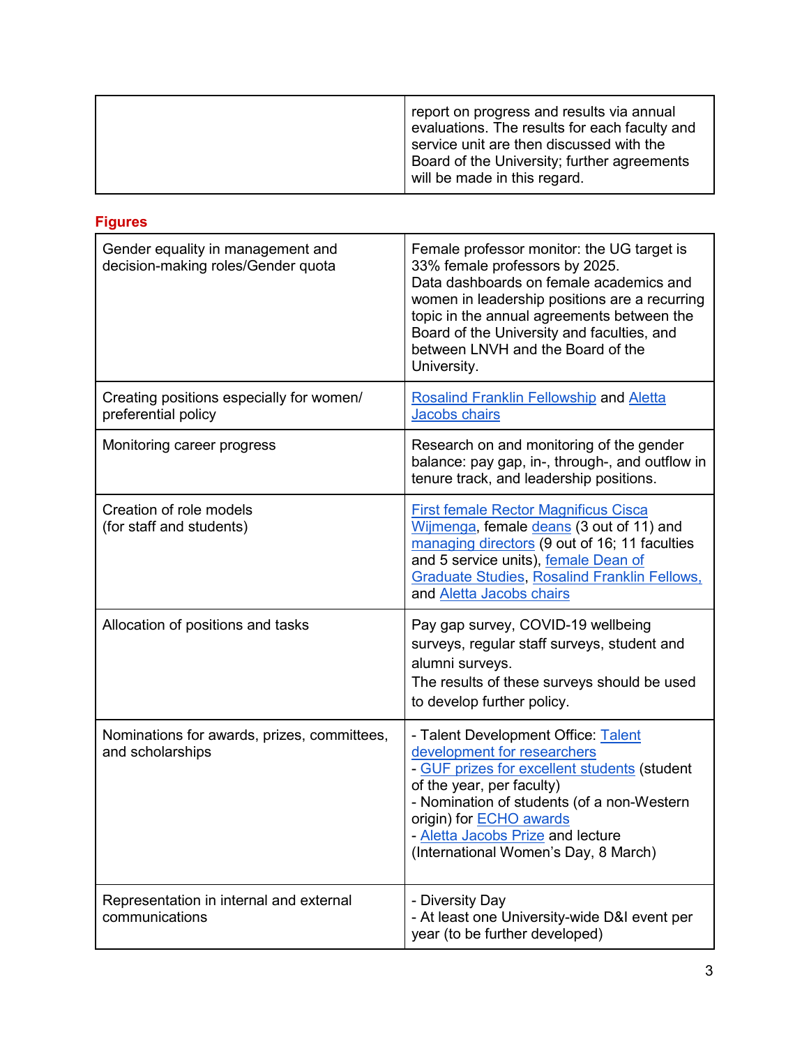| | |
|---|---|
| | report on progress and results via annual evaluations. The results for each faculty and service unit are then discussed with the Board of the University; further agreements will be made in this regard. |

## Figures

| | |
|---|---|
| Gender equality in management and decision-making roles/Gender quota | Female professor monitor: the UG target is 33% female professors by 2025. Data dashboards on female academics and women in leadership positions are a recurring topic in the annual agreements between the Board of the University and faculties, and between LNVH and the Board of the University. |
| Creating positions especially for women/ preferential policy | Rosalind Franklin Fellowship and Aletta Jacobs chairs |
| Monitoring career progress | Research on and monitoring of the gender balance: pay gap, in-, through-, and outflow in tenure track, and leadership positions. |
| Creation of role models (for staff and students) | First female Rector Magnificus Cisca Wijmenga, female deans (3 out of 11) and managing directors (9 out of 16; 11 faculties and 5 service units), female Dean of Graduate Studies, Rosalind Franklin Fellows, and Aletta Jacobs chairs |
| Allocation of positions and tasks | Pay gap survey, COVID-19 wellbeing surveys, regular staff surveys, student and alumni surveys. The results of these surveys should be used to develop further policy. |
| Nominations for awards, prizes, committees, and scholarships | - Talent Development Office: Talent development for researchers<br>- GUF prizes for excellent students (student of the year, per faculty)<br>- Nomination of students (of a non-Western origin) for ECHO awards<br>- Aletta Jacobs Prize and lecture (International Women's Day, 8 March) |
| Representation in internal and external communications | - Diversity Day<br>- At least one University-wide D&I event per year (to be further developed) |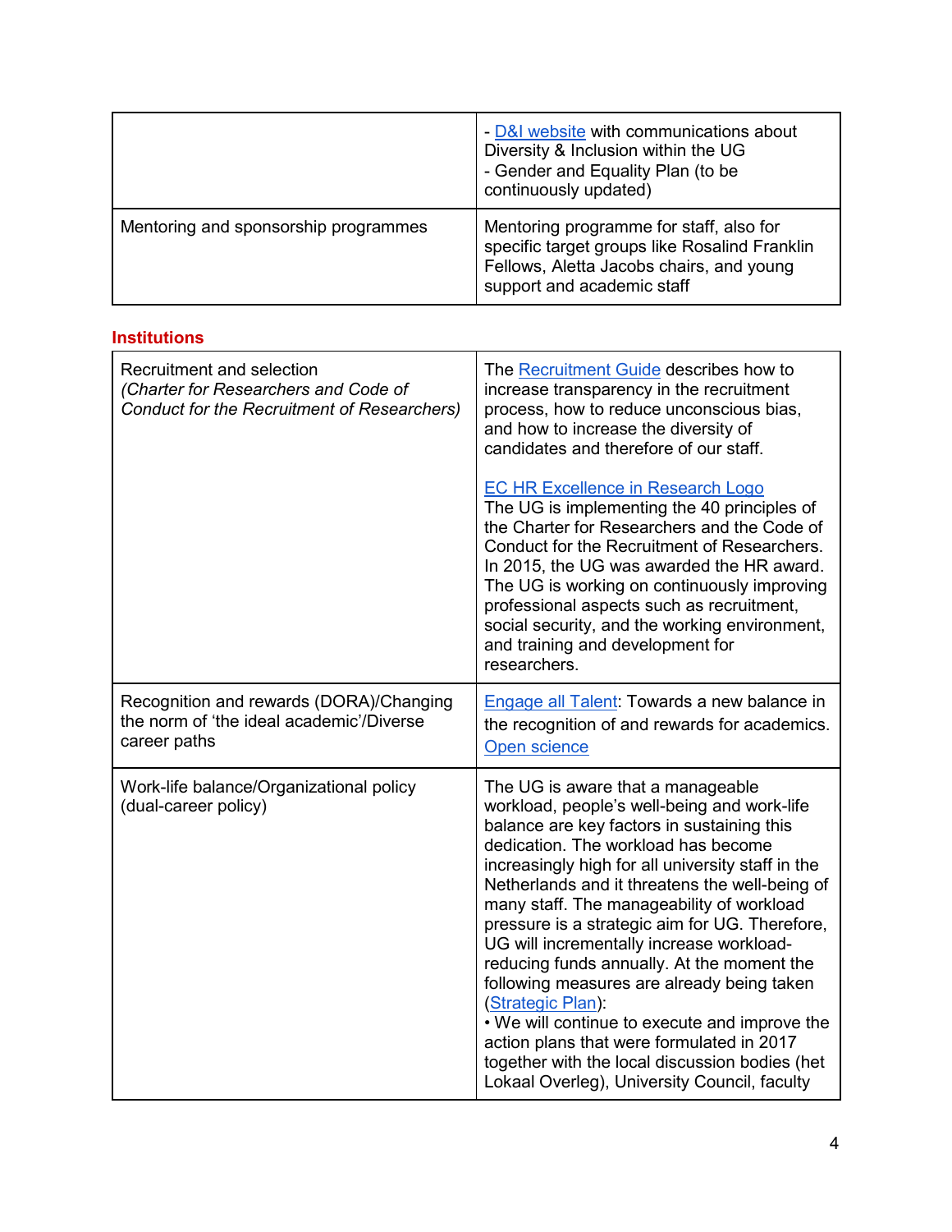| | |
|---|---|
| | - D&I website with communications about Diversity & Inclusion within the UG<br>- Gender and Equality Plan (to be continuously updated) |
| Mentoring and sponsorship programmes | Mentoring programme for staff, also for specific target groups like Rosalind Franklin Fellows, Aletta Jacobs chairs, and young support and academic staff |

**Institutions**

| | |
|---|---|
| Recruitment and selection<br>*(Charter for Researchers and Code of Conduct for the Recruitment of Researchers)* | The Recruitment Guide describes how to increase transparency in the recruitment process, how to reduce unconscious bias, and how to increase the diversity of candidates and therefore of our staff.<br><br>EC HR Excellence in Research Logo<br>The UG is implementing the 40 principles of the Charter for Researchers and the Code of Conduct for the Recruitment of Researchers. In 2015, the UG was awarded the HR award. The UG is working on continuously improving professional aspects such as recruitment, social security, and the working environment, and training and development for researchers. |
| Recognition and rewards (DORA)/Changing the norm of 'the ideal academic'/Diverse career paths | Engage all Talent: Towards a new balance in the recognition of and rewards for academics.<br>Open science |
| Work-life balance/Organizational policy (dual-career policy) | The UG is aware that a manageable workload, people's well-being and work-life balance are key factors in sustaining this dedication. The workload has become increasingly high for all university staff in the Netherlands and it threatens the well-being of many staff. The manageability of workload pressure is a strategic aim for UG. Therefore, UG will incrementally increase workload-reducing funds annually. At the moment the following measures are already being taken (Strategic Plan):<br>• We will continue to execute and improve the action plans that were formulated in 2017 together with the local discussion bodies (het Lokaal Overleg), University Council, faculty |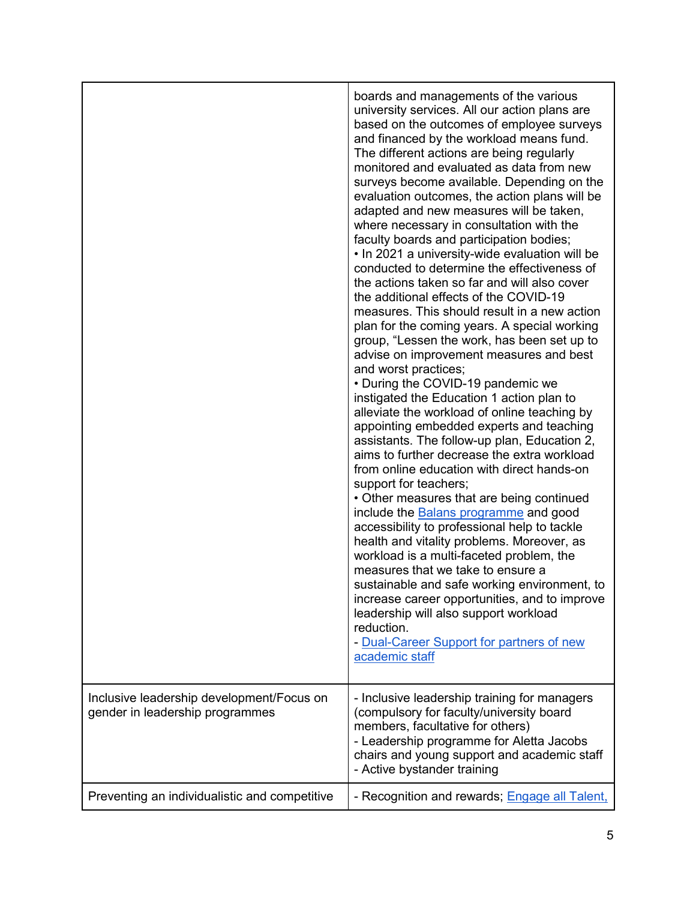| | |
|---|---|
| | boards and managements of the various university services. All our action plans are based on the outcomes of employee surveys and financed by the workload means fund. The different actions are being regularly monitored and evaluated as data from new surveys become available. Depending on the evaluation outcomes, the action plans will be adapted and new measures will be taken, where necessary in consultation with the faculty boards and participation bodies;<br>• In 2021 a university-wide evaluation will be conducted to determine the effectiveness of the actions taken so far and will also cover the additional effects of the COVID-19 measures. This should result in a new action plan for the coming years. A special working group, “Lessen the work, has been set up to advise on improvement measures and best and worst practices;<br>• During the COVID-19 pandemic we instigated the Education 1 action plan to alleviate the workload of online teaching by appointing embedded experts and teaching assistants. The follow-up plan, Education 2, aims to further decrease the extra workload from online education with direct hands-on support for teachers;<br>• Other measures that are being continued include the Balans programme and good accessibility to professional help to tackle health and vitality problems. Moreover, as workload is a multi-faceted problem, the measures that we take to ensure a sustainable and safe working environment, to increase career opportunities, and to improve leadership will also support workload reduction.<br>- Dual-Career Support for partners of new academic staff |
| Inclusive leadership development/Focus on gender in leadership programmes | - Inclusive leadership training for managers (compulsory for faculty/university board members, facultative for others)<br>- Leadership programme for Aletta Jacobs chairs and young support and academic staff<br>- Active bystander training |
| Preventing an individualistic and competitive | - Recognition and rewards; Engage all Talent, |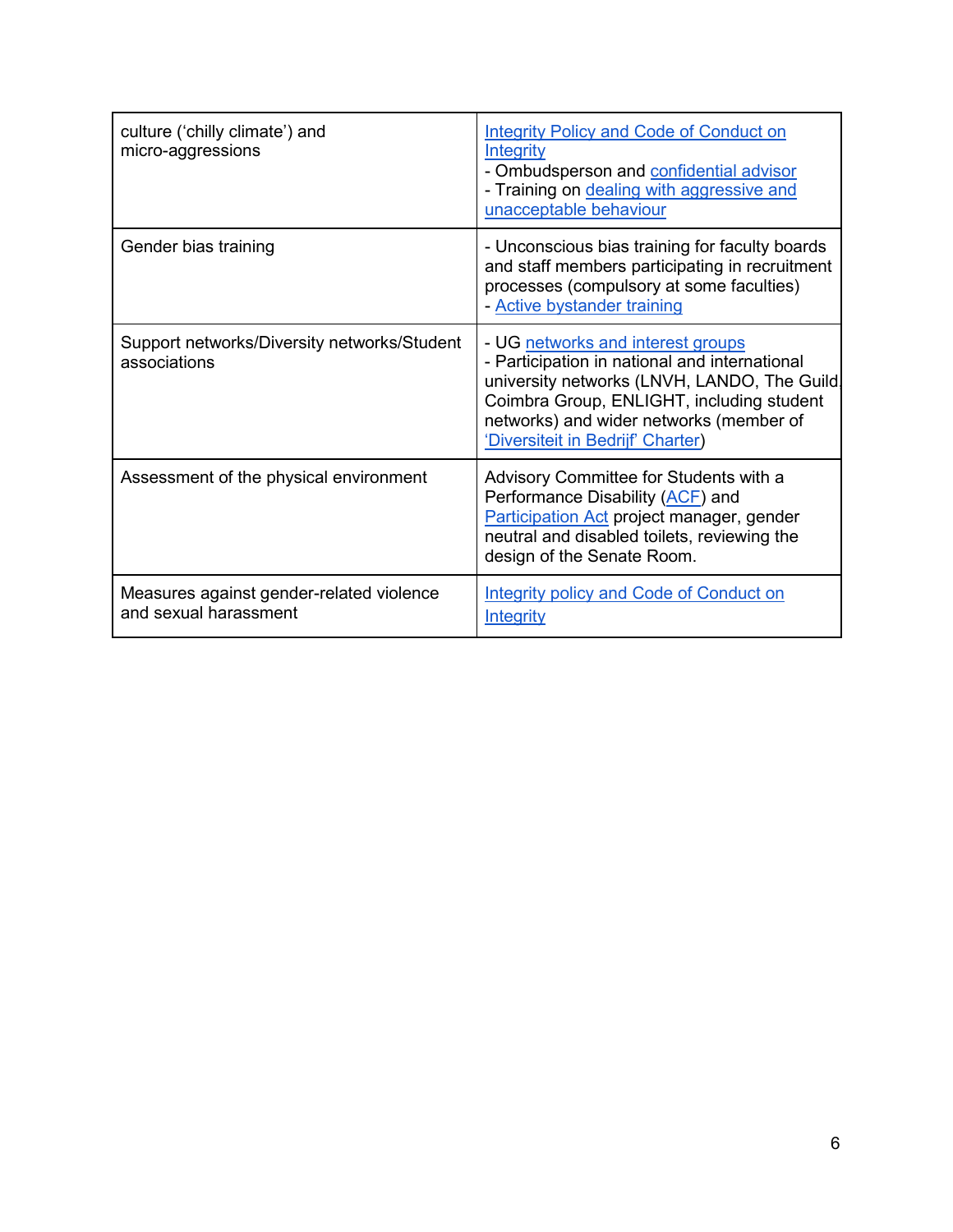| | |
|---|---|
| culture ('chilly climate') and micro-aggressions | Integrity Policy and Code of Conduct on Integrity<br>- Ombudsperson and confidential advisor<br>- Training on dealing with aggressive and unacceptable behaviour |
| Gender bias training | - Unconscious bias training for faculty boards and staff members participating in recruitment processes (compulsory at some faculties)<br>- Active bystander training |
| Support networks/Diversity networks/Student associations | - UG networks and interest groups<br>- Participation in national and international university networks (LNVH, LANDO, The Guild, Coimbra Group, ENLIGHT, including student networks) and wider networks (member of 'Diversiteit in Bedrijf' Charter) |
| Assessment of the physical environment | Advisory Committee for Students with a Performance Disability (ACF) and Participation Act project manager, gender neutral and disabled toilets, reviewing the design of the Senate Room. |
| Measures against gender-related violence and sexual harassment | Integrity policy and Code of Conduct on Integrity |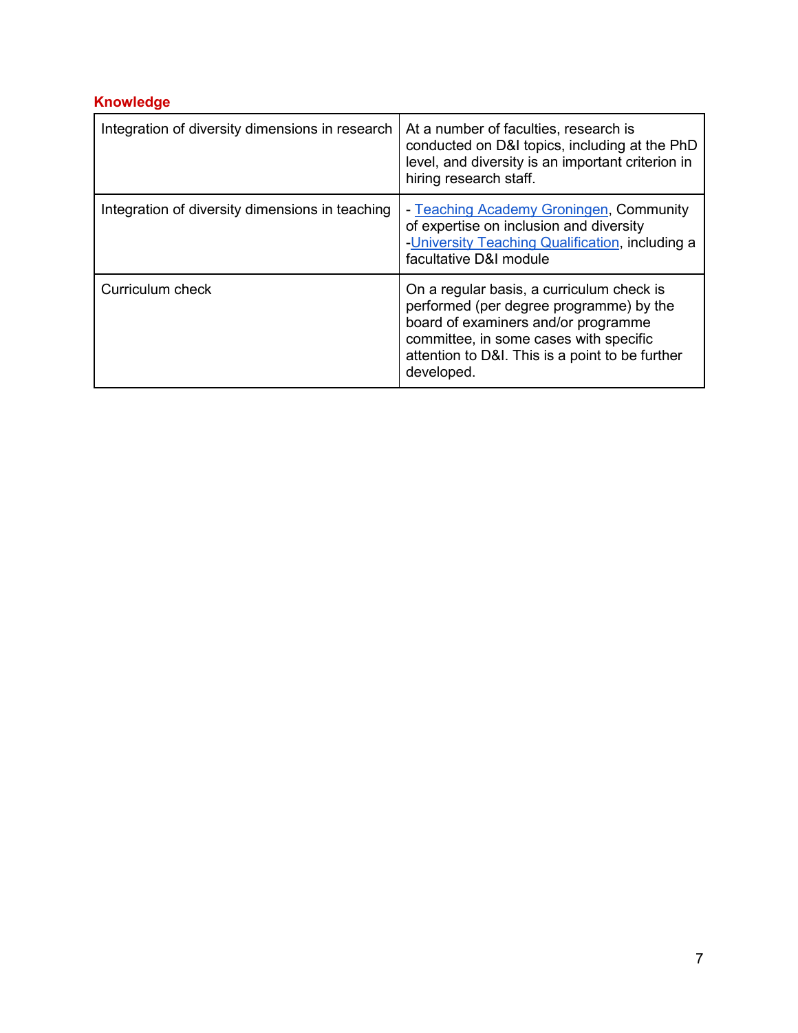## Knowledge

| | |
|---|---|
| Integration of diversity dimensions in research | At a number of faculties, research is conducted on D&I topics, including at the PhD level, and diversity is an important criterion in hiring research staff. |
| Integration of diversity dimensions in teaching | - Teaching Academy Groningen, Community of expertise on inclusion and diversity<br>-University Teaching Qualification, including a facultative D&I module |
| Curriculum check | On a regular basis, a curriculum check is performed (per degree programme) by the board of examiners and/or programme committee, in some cases with specific attention to D&I. This is a point to be further developed. |